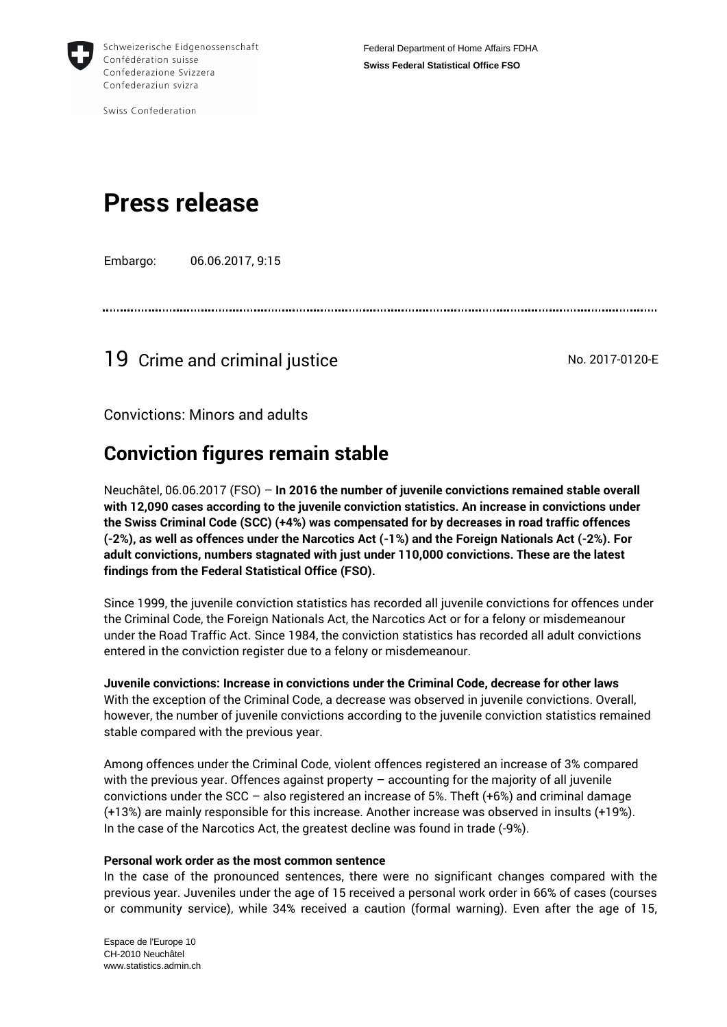Schweizerische Eidgenossenschaft
Confédération suisse
Confederazione Svizzera
Confederaziun svizra

Swiss Confederation

Federal Department of Home Affairs FDHA
**Swiss Federal Statistical Office FSO**

# Press release

Embargo: 06.06.2017, 9:15

## 19 Crime and criminal justice

No. 2017-0120-E

Convictions: Minors and adults

## Conviction figures remain stable

Neuchâtel, 06.06.2017 (FSO) – **In 2016 the number of juvenile convictions remained stable overall with 12,090 cases according to the juvenile conviction statistics. An increase in convictions under the Swiss Criminal Code (SCC) (+4%) was compensated for by decreases in road traffic offences (-2%), as well as offences under the Narcotics Act (-1%) and the Foreign Nationals Act (-2%). For adult convictions, numbers stagnated with just under 110,000 convictions. These are the latest findings from the Federal Statistical Office (FSO).**

Since 1999, the juvenile conviction statistics has recorded all juvenile convictions for offences under the Criminal Code, the Foreign Nationals Act, the Narcotics Act or for a felony or misdemeanour under the Road Traffic Act. Since 1984, the conviction statistics has recorded all adult convictions entered in the conviction register due to a felony or misdemeanour.

**Juvenile convictions: Increase in convictions under the Criminal Code, decrease for other laws**
With the exception of the Criminal Code, a decrease was observed in juvenile convictions. Overall, however, the number of juvenile convictions according to the juvenile conviction statistics remained stable compared with the previous year.

Among offences under the Criminal Code, violent offences registered an increase of 3% compared with the previous year. Offences against property – accounting for the majority of all juvenile convictions under the SCC – also registered an increase of 5%. Theft (+6%) and criminal damage (+13%) are mainly responsible for this increase. Another increase was observed in insults (+19%). In the case of the Narcotics Act, the greatest decline was found in trade (-9%).

**Personal work order as the most common sentence**
In the case of the pronounced sentences, there were no significant changes compared with the previous year. Juveniles under the age of 15 received a personal work order in 66% of cases (courses or community service), while 34% received a caution (formal warning). Even after the age of 15,

Espace de l'Europe 10
CH-2010 Neuchâtel
www.statistics.admin.ch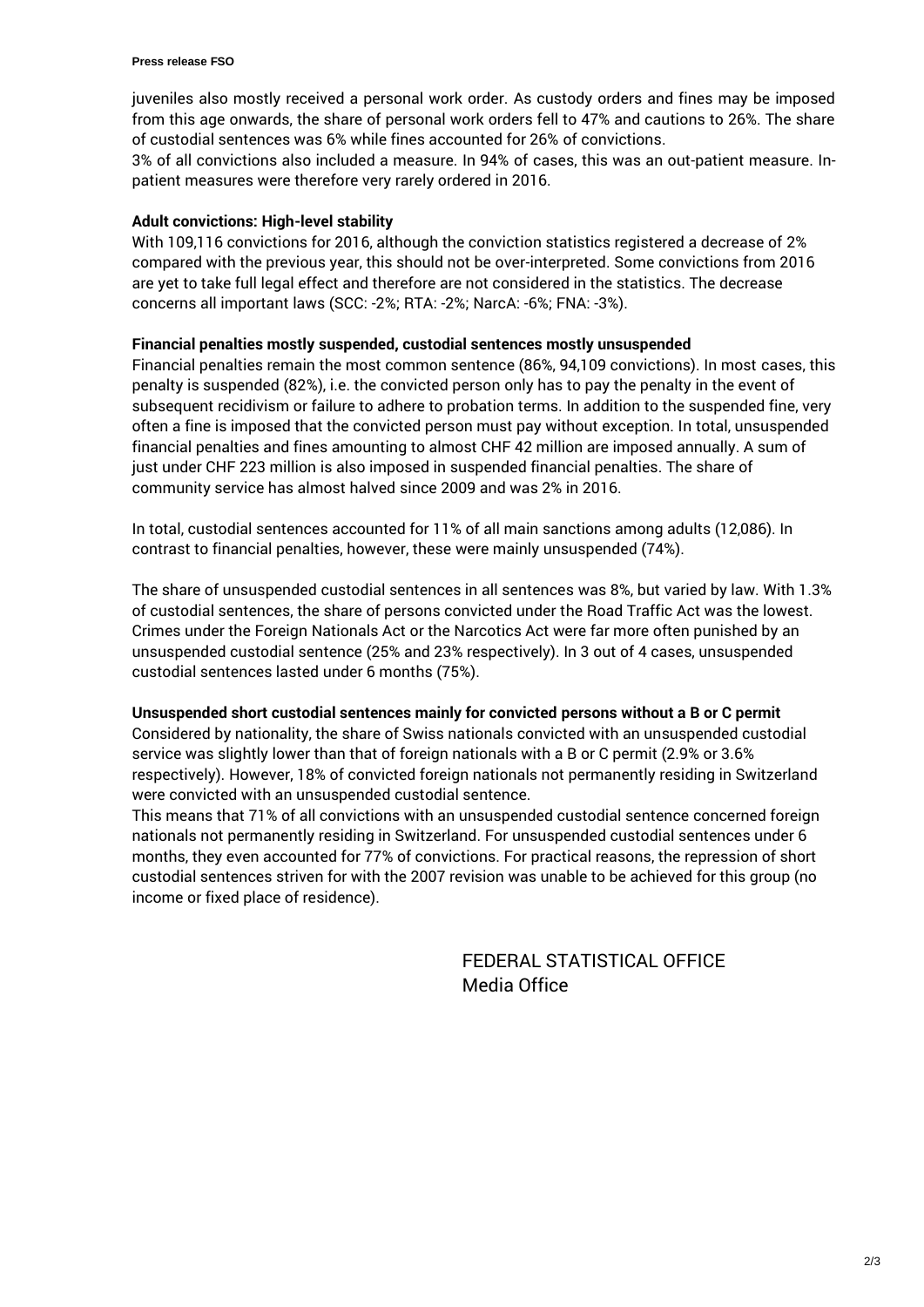juveniles also mostly received a personal work order. As custody orders and fines may be imposed from this age onwards, the share of personal work orders fell to 47% and cautions to 26%. The share of custodial sentences was 6% while fines accounted for 26% of convictions.
3% of all convictions also included a measure. In 94% of cases, this was an out-patient measure. In-patient measures were therefore very rarely ordered in 2016.

**Adult convictions: High-level stability**
With 109,116 convictions for 2016, although the conviction statistics registered a decrease of 2% compared with the previous year, this should not be over-interpreted. Some convictions from 2016 are yet to take full legal effect and therefore are not considered in the statistics. The decrease concerns all important laws (SCC: -2%; RTA: -2%; NarcA: -6%; FNA: -3%).

**Financial penalties mostly suspended, custodial sentences mostly unsuspended**
Financial penalties remain the most common sentence (86%, 94,109 convictions). In most cases, this penalty is suspended (82%), i.e. the convicted person only has to pay the penalty in the event of subsequent recidivism or failure to adhere to probation terms. In addition to the suspended fine, very often a fine is imposed that the convicted person must pay without exception. In total, unsuspended financial penalties and fines amounting to almost CHF 42 million are imposed annually. A sum of just under CHF 223 million is also imposed in suspended financial penalties. The share of community service has almost halved since 2009 and was 2% in 2016.

In total, custodial sentences accounted for 11% of all main sanctions among adults (12,086). In contrast to financial penalties, however, these were mainly unsuspended (74%).

The share of unsuspended custodial sentences in all sentences was 8%, but varied by law. With 1.3% of custodial sentences, the share of persons convicted under the Road Traffic Act was the lowest. Crimes under the Foreign Nationals Act or the Narcotics Act were far more often punished by an unsuspended custodial sentence (25% and 23% respectively). In 3 out of 4 cases, unsuspended custodial sentences lasted under 6 months (75%).

**Unsuspended short custodial sentences mainly for convicted persons without a B or C permit**
Considered by nationality, the share of Swiss nationals convicted with an unsuspended custodial service was slightly lower than that of foreign nationals with a B or C permit (2.9% or 3.6% respectively). However, 18% of convicted foreign nationals not permanently residing in Switzerland were convicted with an unsuspended custodial sentence.
This means that 71% of all convictions with an unsuspended custodial sentence concerned foreign nationals not permanently residing in Switzerland. For unsuspended custodial sentences under 6 months, they even accounted for 77% of convictions. For practical reasons, the repression of short custodial sentences striven for with the 2007 revision was unable to be achieved for this group (no income or fixed place of residence).

FEDERAL STATISTICAL OFFICE
Media Office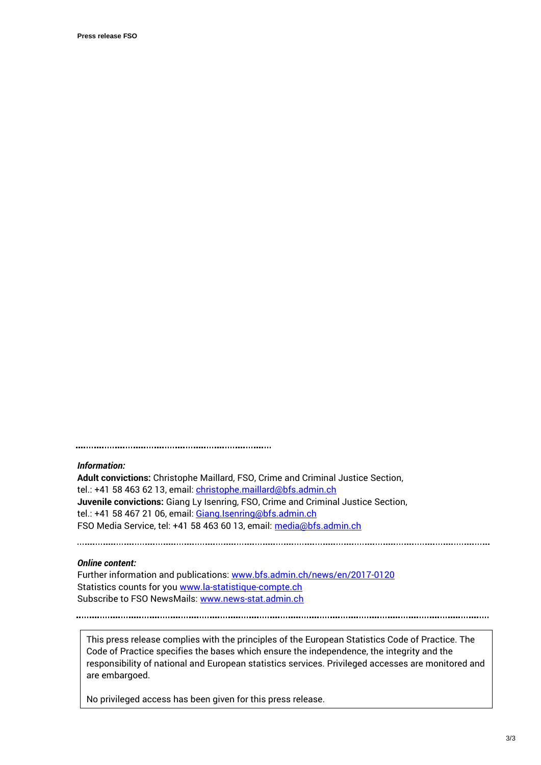***Information:***
**Adult convictions:** Christophe Maillard, FSO, Crime and Criminal Justice Section, tel.: +41 58 463 62 13, email: christophe.maillard@bfs.admin.ch
**Juvenile convictions:** Giang Ly Isenring, FSO, Crime and Criminal Justice Section, tel.: +41 58 467 21 06, email: Giang.Isenring@bfs.admin.ch
FSO Media Service, tel: +41 58 463 60 13, email: media@bfs.admin.ch

***Online content:***
Further information and publications: www.bfs.admin.ch/news/en/2017-0120
Statistics counts for you www.la-statistique-compte.ch
Subscribe to FSO NewsMails: www.news-stat.admin.ch

This press release complies with the principles of the European Statistics Code of Practice. The Code of Practice specifies the bases which ensure the independence, the integrity and the responsibility of national and European statistics services. Privileged accesses are monitored and are embargoed.

No privileged access has been given for this press release.